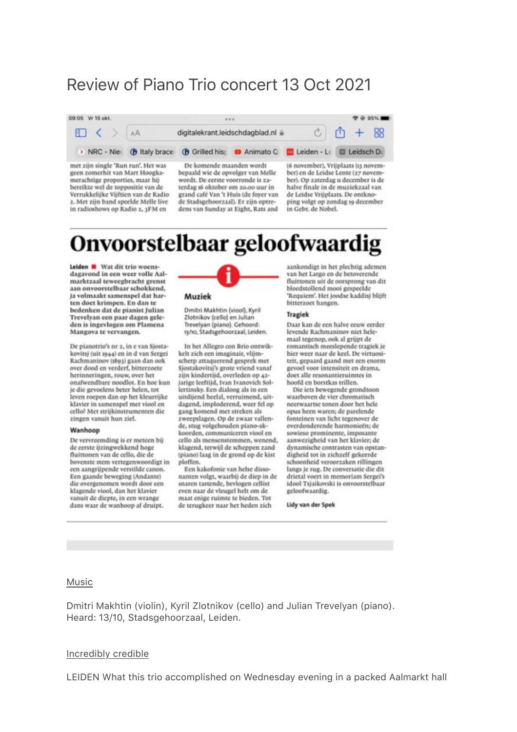# Review of Piano Trio concert 13 Oct 2021

09:05 Vr 15 okt.

digitalekrant.leidschdagblad.nl

met zijn single 'Run run'. Het was geen zomerhit van Mart Hoogkamerachtige proporties, maar hij bereikte wel de toppositie van de Verrukkelijke Vijftien van de Radio 2. Met zijn band speelde Melle live in radioshows op Radio 2, 3FM en

De komende maanden wordt bepaald wie de opvolger van Melle wordt. De eerste voorronde is zaterdag 16 oktober om 20.00 uur in grand café Van 't Huis (de foyer van de Stadsgehoorzaal). Er zijn optredens van Sunday at Eight, Rats and

(6 november), Vrijplaats (13 november) en de Leidse Lente (27 november). Op zaterdag 11 december is de halve finale in de muziekzaal van de Leidse Vrijplaats. De ontknoping volgt op zondag 19 december in Gebr. de Nobel.

## Onvoorstelbaar geloofwaardig

**Leiden** ■ **Wat dit trio woensdagavond in een weer volle Aalmarktzaal teweegbracht grenst aan onvoorstelbaar schokkend, ja volmaakt samenspel dat harten doet krimpen. En dan te bedenken dat de pianist Julian Trevelyan een paar dagen geleden is ingevlogen om Plamena Mangova te vervangen.**

De pianotrio's nr 2, in e van Sjostakovitsj (uit 1944) en in d van Sergei Rachmaninov (1893) gaan dan ook over dood en verderf, bitterzoete herinneringen, rouw, over het onafwendbare noodlot. En hoe kun je die gevoelens beter helen, tot leven roepen dan op het kleurrijke klavier in samenspel met viool en cello? Met strijkinstrumenten die zingen vanuit hun ziel.

### Wanhoop

De vervreemding is er meteen bij de eerste ijzingwekkend hoge fluittonen van de cello, die de bovenste stem vertegenwoordigt in een aangrijpende verstilde canon. Een gaande beweging (Andante) die overgenomen wordt door een klagende viool, dan het klavier vanuit de diepte, in een wrange dans waar de wanhoop af druipt.

### Muziek

Dmitri Makhtin (viool), Kyril Zlotnikov (cello) en Julian Trevelyan (piano). Gehoord: 13/10, Stadsgehoorzaal, Leiden.

In het Allegro con Brio ontwikkelt zich een imaginair, vlijmscherp attaquerend gesprek met Sjostakovitsj's grote vriend vanaf zijn kindertijd, overleden op 42-jarige leeftijd, Ivan Ivanovich Sollertinsky. Een dialoog als in een uitdijend heelal, verruimend, uitdagend, implod­erend, weer fel op gang komend met streken als zweepslagen. Op de zwaar vallende, stug volgehouden piano-akkoorden, communiceren viool en cello als mensenstemmen, wenend, klagend, terwijl de scheppen zand (piano) laag in de grond op de kist ploffen.

Een kakofonie van helse dissonanten volgt, waarbij de diep in de snaren tastende, bevlogen cellist even naar de vleugel helt om de maat enige ruimte te bieden. Tot de terugkeer naar het heden zich aankondigt in het plechtig ademen van het Largo en de betoverende fluittonen uit de oorsprong van dit bloedstollend mooi gespeelde 'Requiem'. Het joodse kaddisj blijft bitterzoet hangen.

### Tragiek

Daar kan de een halve eeuw eerder levende Rachmaninov niet helemaal tegenop, ook al grijpt de romantisch meeslepende tragiek je hier weer naar de keel. De virtuositeit, gepaard gaand met een enorm gevoel voor intensiteit en drama, doet alle resonantieruimtes in hoofd en borstkas trillen.

Die iets bewegende grondtoon waarboven de vier chromatisch neerwaartse tonen door het hele opus heen waren; de parelende fonteinen van licht tegenover de overdonderende harmonieën; de sowieso prominente, imposante aanwezigheid van het klavier; de dynamische contrasten van opstandigheid tot in zichzelf gekeerde schoonheid veroorzaken rillingen langs je rug. De conversatie die dit drietal voert in memoriam Sergei's idool Tsjaikovski is onvoorstelbaar geloofwaardig.

**Lidy van der Spek**

---

Music

Dmitri Makhtin (violin), Kyril Zlotnikov (cello) and Julian Trevelyan (piano).
Heard: 13/10, Stadsgehoorzaal, Leiden.

Incredibly credible

LEIDEN What this trio accomplished on Wednesday evening in a packed Aalmarkt hall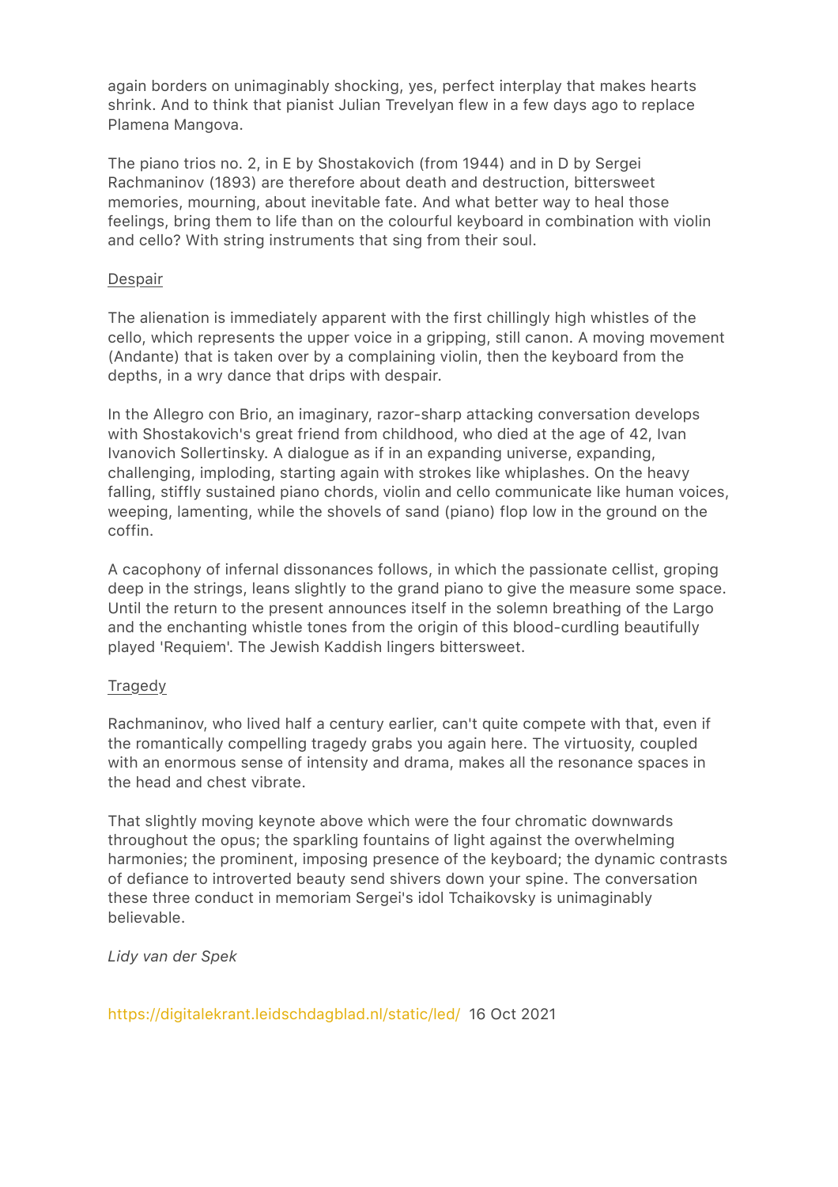again borders on unimaginably shocking, yes, perfect interplay that makes hearts shrink. And to think that pianist Julian Trevelyan flew in a few days ago to replace Plamena Mangova.

The piano trios no. 2, in E by Shostakovich (from 1944) and in D by Sergei Rachmaninov (1893) are therefore about death and destruction, bittersweet memories, mourning, about inevitable fate. And what better way to heal those feelings, bring them to life than on the colourful keyboard in combination with violin and cello? With string instruments that sing from their soul.

Despair

The alienation is immediately apparent with the first chillingly high whistles of the cello, which represents the upper voice in a gripping, still canon. A moving movement (Andante) that is taken over by a complaining violin, then the keyboard from the depths, in a wry dance that drips with despair.

In the Allegro con Brio, an imaginary, razor-sharp attacking conversation develops with Shostakovich's great friend from childhood, who died at the age of 42, Ivan Ivanovich Sollertinsky. A dialogue as if in an expanding universe, expanding, challenging, imploding, starting again with strokes like whiplashes. On the heavy falling, stiffly sustained piano chords, violin and cello communicate like human voices, weeping, lamenting, while the shovels of sand (piano) flop low in the ground on the coffin.

A cacophony of infernal dissonances follows, in which the passionate cellist, groping deep in the strings, leans slightly to the grand piano to give the measure some space. Until the return to the present announces itself in the solemn breathing of the Largo and the enchanting whistle tones from the origin of this blood-curdling beautifully played 'Requiem'. The Jewish Kaddish lingers bittersweet.

Tragedy

Rachmaninov, who lived half a century earlier, can't quite compete with that, even if the romantically compelling tragedy grabs you again here. The virtuosity, coupled with an enormous sense of intensity and drama, makes all the resonance spaces in the head and chest vibrate.

That slightly moving keynote above which were the four chromatic downwards throughout the opus; the sparkling fountains of light against the overwhelming harmonies; the prominent, imposing presence of the keyboard; the dynamic contrasts of defiance to introverted beauty send shivers down your spine. The conversation these three conduct in memoriam Sergei's idol Tchaikovsky is unimaginably believable.

*Lidy van der Spek*

https://digitalekrant.leidschdagblad.nl/static/led/ 16 Oct 2021